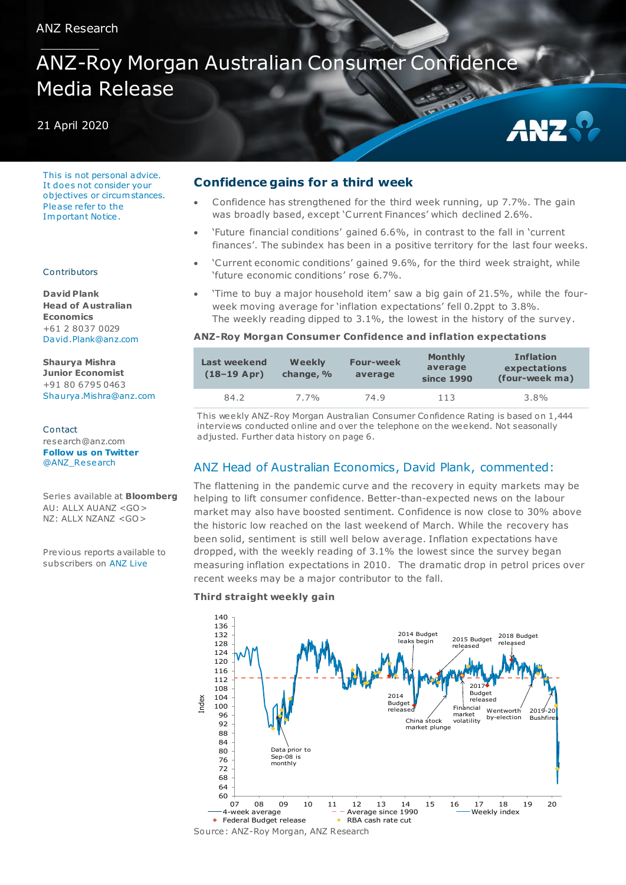ANZ Research

# ANZ-Roy Morgan Australian Consumer Confidence Media Release

21 April 2020

This is not personal advice. It does not consider your objectives or circumstances. Please refer to the Important Notice.

Contributors

**David Plank**
**Head of Australian Economics**
+61 2 8037 0029
David.Plank@anz.com

**Shaurya Mishra**
**Junior Economist**
+91 80 6795 0463
Shaurya.Mishra@anz.com

Contact
research@anz.com
**Follow us on Twitter**
@ANZ_Research

Series available at **Bloomberg**
AU: ALLX AUANZ <GO>
NZ: ALLX NZANZ <GO>

Previous reports available to subscribers on ANZ Live

## Confidence gains for a third week

- Confidence has strengthened for the third week running, up 7.7%. The gain was broadly based, except 'Current Finances' which declined 2.6%.
- 'Future financial conditions' gained 6.6%, in contrast to the fall in 'current finances'. The subindex has been in a positive territory for the last four weeks.
- 'Current economic conditions' gained 9.6%, for the third week straight, while 'future economic conditions' rose 6.7%.
- 'Time to buy a major household item' saw a big gain of 21.5%, while the four-week moving average for 'inflation expectations' fell 0.2ppt to 3.8%. The weekly reading dipped to 3.1%, the lowest in the history of the survey.

**ANZ-Roy Morgan Consumer Confidence and inflation expectations**

| Last weekend (18–19 Apr) | Weekly change, % | Four-week average | Monthly average since 1990 | Inflation expectations (four-week ma) |
|---|---|---|---|---|
| 84.2 | 7.7% | 74.9 | 113 | 3.8% |

This weekly ANZ-Roy Morgan Australian Consumer Confidence Rating is based on 1,444 interviews conducted online and over the telephone on the weekend. Not seasonally adjusted. Further data history on page 6.

## ANZ Head of Australian Economics, David Plank, commented:

The flattening in the pandemic curve and the recovery in equity markets may be helping to lift consumer confidence. Better-than-expected news on the labour market may also have boosted sentiment. Confidence is now close to 30% above the historic low reached on the last weekend of March. While the recovery has been solid, sentiment is still well below average. Inflation expectations have dropped, with the weekly reading of 3.1% the lowest since the survey began measuring inflation expectations in 2010. The dramatic drop in petrol prices over recent weeks may be a major contributor to the fall.

**Third straight weekly gain**

Source: ANZ-Roy Morgan, ANZ Research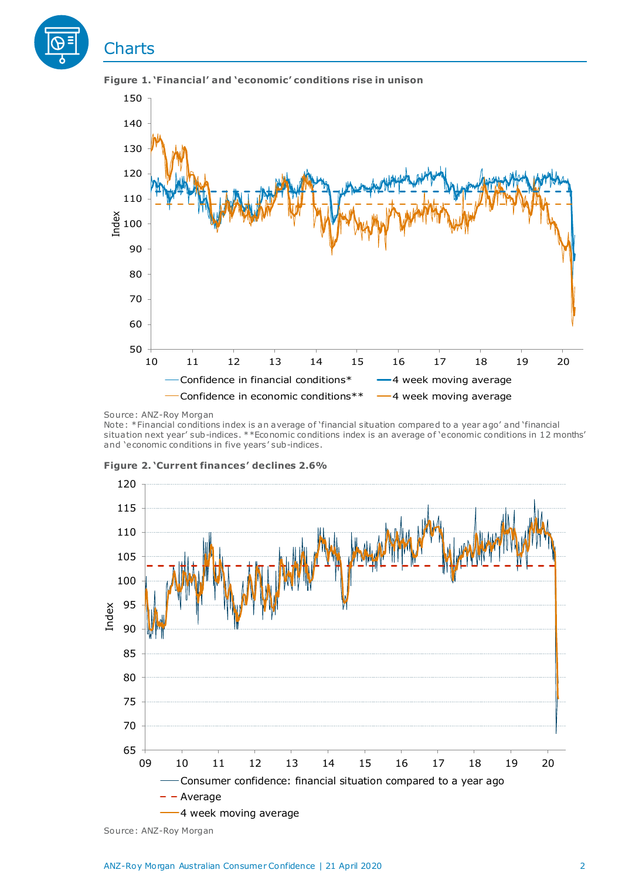## Charts

**Figure 1. 'Financial' and 'economic' conditions rise in unison**

Source: ANZ-Roy Morgan

Note: *Financial conditions index is an average of 'financial situation compared to a year ago' and 'financial situation next year' sub-indices. **Economic conditions index is an average of 'economic conditions in 12 months' and 'economic conditions in five years' sub-indices.

**Figure 2. 'Current finances' declines 2.6%**

Source: ANZ-Roy Morgan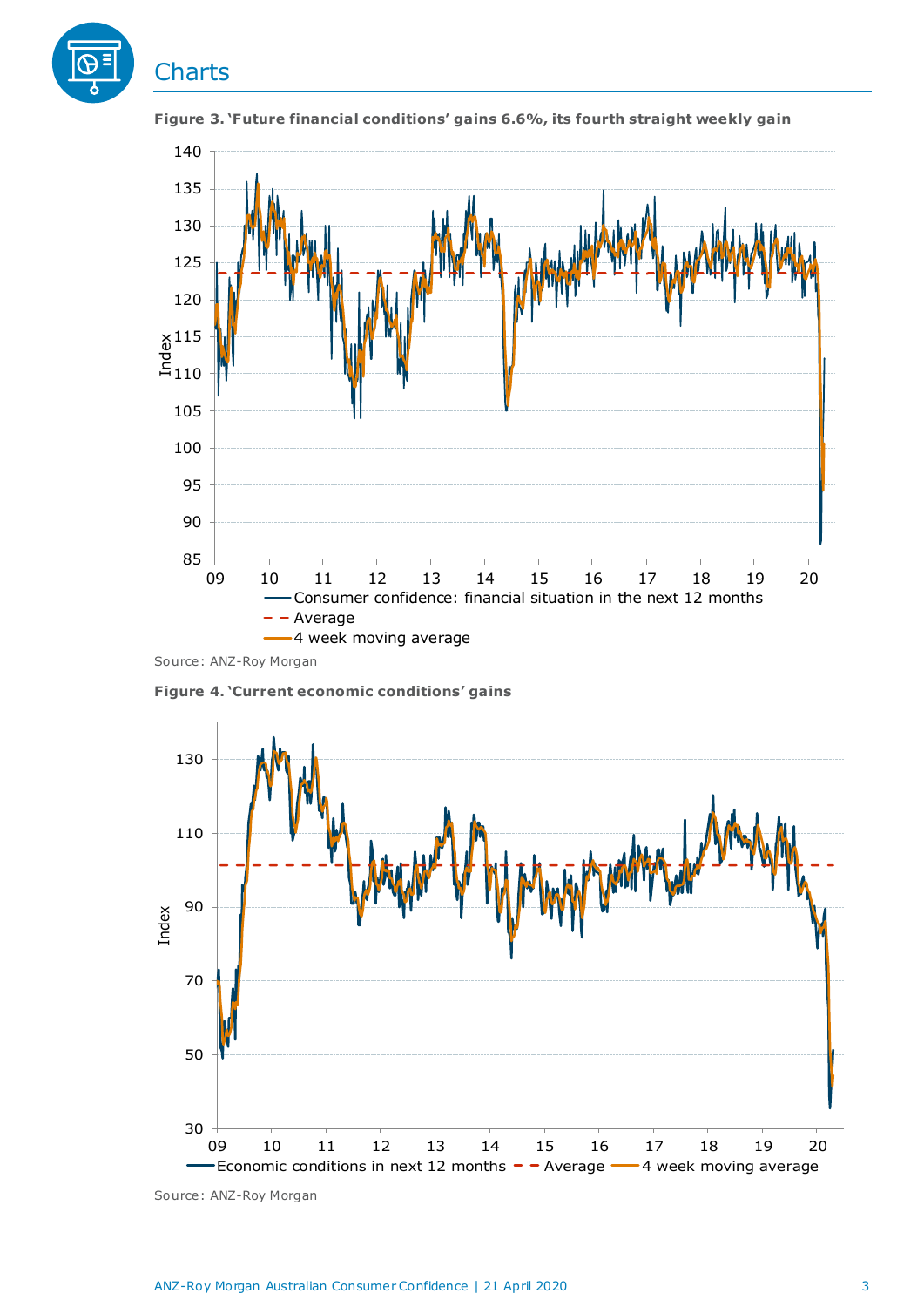## Charts

**Figure 3. 'Future financial conditions' gains 6.6%, its fourth straight weekly gain**

Source: ANZ-Roy Morgan

**Figure 4. 'Current economic conditions' gains**

Source: ANZ-Roy Morgan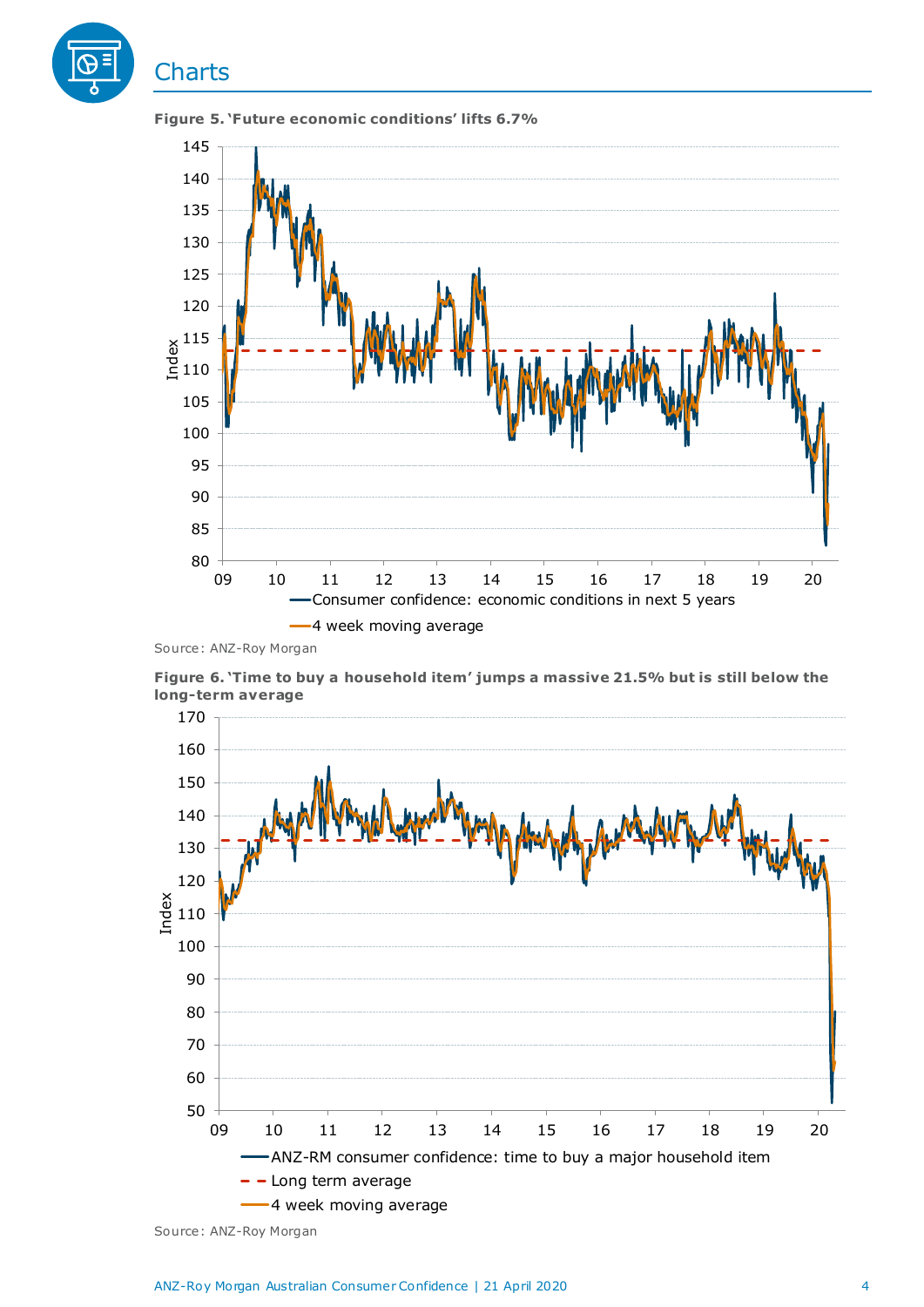## Charts

**Figure 5. 'Future economic conditions' lifts 6.7%**

Source: ANZ-Roy Morgan

**Figure 6. 'Time to buy a household item' jumps a massive 21.5% but is still below the long-term average**

Source: ANZ-Roy Morgan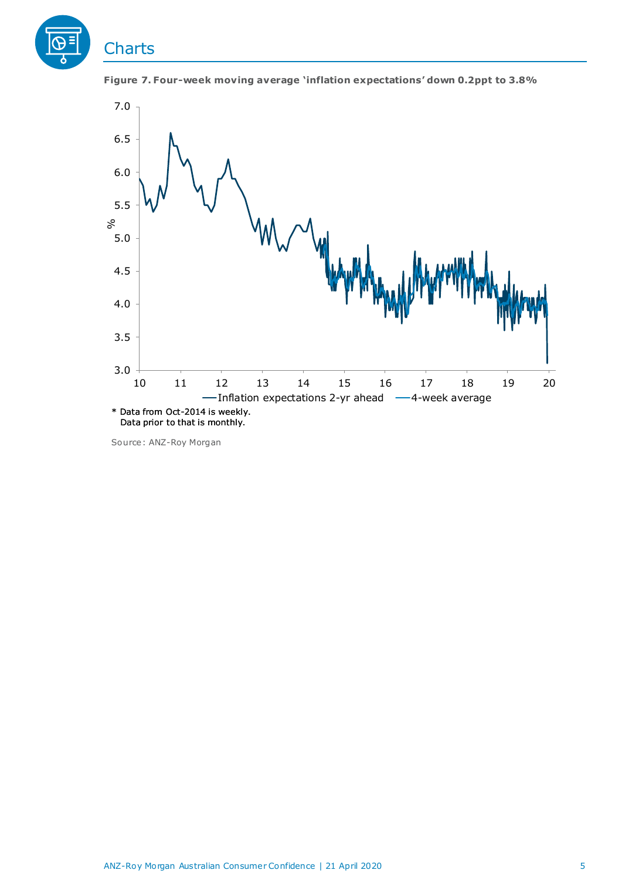## Charts

**Figure 7. Four-week moving average 'inflation expectations' down 0.2ppt to 3.8%**

* Data from Oct-2014 is weekly.
  Data prior to that is monthly.

Source: ANZ-Roy Morgan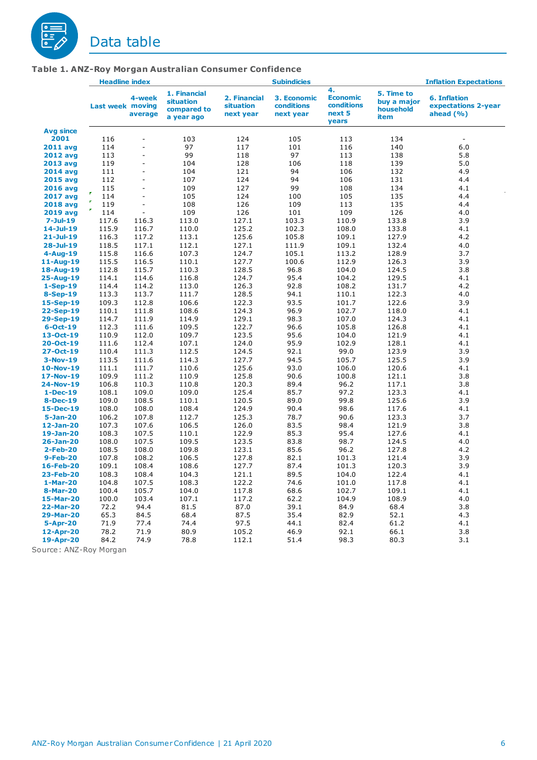# Data table

### Table 1. ANZ-Roy Morgan Australian Consumer Confidence

| | Headline index | | Subindicies | | | | | Inflation Expectations |
|---|---|---|---|---|---|---|---|---|
| | Last week | 4-week moving average | 1. Financial situation compared to a year ago | 2. Financial situation next year | 3. Economic conditions next year | 4. Economic conditions next 5 years | 5. Time to buy a major household item | 6. Inflation expectations 2-year ahead (%) |
| **Avg since 2001** | 116 | - | 103 | 124 | 105 | 113 | 134 | - |
| **2011 avg** | 114 | - | 97 | 117 | 101 | 116 | 140 | 6.0 |
| **2012 avg** | 113 | - | 99 | 118 | 97 | 113 | 138 | 5.8 |
| **2013 avg** | 119 | - | 104 | 128 | 106 | 118 | 139 | 5.0 |
| **2014 avg** | 111 | - | 104 | 121 | 94 | 106 | 132 | 4.9 |
| **2015 avg** | 112 | - | 107 | 124 | 94 | 106 | 131 | 4.4 |
| **2016 avg** | 115 | - | 109 | 127 | 99 | 108 | 134 | 4.1 |
| **2017 avg** | 114 | - | 105 | 124 | 100 | 105 | 135 | 4.4 |
| **2018 avg** | 119 | - | 108 | 126 | 109 | 113 | 135 | 4.4 |
| **2019 avg** | 114 | - | 109 | 126 | 101 | 109 | 126 | 4.0 |
| **7-Jul-19** | 117.6 | 116.3 | 113.0 | 127.1 | 103.3 | 110.9 | 133.8 | 3.9 |
| **14-Jul-19** | 115.9 | 116.7 | 110.0 | 125.2 | 102.3 | 108.0 | 133.8 | 4.1 |
| **21-Jul-19** | 116.3 | 117.2 | 113.1 | 125.6 | 105.8 | 109.1 | 127.9 | 4.2 |
| **28-Jul-19** | 118.5 | 117.1 | 112.1 | 127.1 | 111.9 | 109.1 | 132.4 | 4.0 |
| **4-Aug-19** | 115.8 | 116.6 | 107.3 | 124.7 | 105.1 | 113.2 | 128.9 | 3.7 |
| **11-Aug-19** | 115.5 | 116.5 | 110.1 | 127.7 | 100.6 | 112.9 | 126.3 | 3.9 |
| **18-Aug-19** | 112.8 | 115.7 | 110.3 | 128.5 | 96.8 | 104.0 | 124.5 | 3.8 |
| **25-Aug-19** | 114.1 | 114.6 | 116.8 | 124.7 | 95.4 | 104.2 | 129.5 | 4.1 |
| **1-Sep-19** | 114.4 | 114.2 | 113.0 | 126.3 | 92.8 | 108.2 | 131.7 | 4.2 |
| **8-Sep-19** | 113.3 | 113.7 | 111.7 | 128.5 | 94.1 | 110.1 | 122.3 | 4.0 |
| **15-Sep-19** | 109.3 | 112.8 | 106.6 | 122.3 | 93.5 | 101.7 | 122.6 | 3.9 |
| **22-Sep-19** | 110.1 | 111.8 | 108.6 | 124.3 | 96.9 | 102.7 | 118.0 | 4.1 |
| **29-Sep-19** | 114.7 | 111.9 | 114.9 | 129.1 | 98.3 | 107.0 | 124.3 | 4.1 |
| **6-Oct-19** | 112.3 | 111.6 | 109.5 | 122.7 | 96.6 | 105.8 | 126.8 | 4.1 |
| **13-Oct-19** | 110.9 | 112.0 | 109.7 | 123.5 | 95.6 | 104.0 | 121.9 | 4.1 |
| **20-Oct-19** | 111.6 | 112.4 | 107.1 | 124.0 | 95.9 | 102.9 | 128.1 | 4.1 |
| **27-Oct-19** | 110.4 | 111.3 | 112.5 | 124.5 | 92.1 | 99.0 | 123.9 | 3.9 |
| **3-Nov-19** | 113.5 | 111.6 | 114.3 | 127.7 | 94.5 | 105.7 | 125.5 | 3.9 |
| **10-Nov-19** | 111.1 | 111.7 | 110.6 | 125.6 | 93.0 | 106.0 | 120.6 | 4.1 |
| **17-Nov-19** | 109.9 | 111.2 | 110.9 | 125.8 | 90.6 | 100.8 | 121.1 | 3.8 |
| **24-Nov-19** | 106.8 | 110.3 | 110.8 | 120.3 | 89.4 | 96.2 | 117.1 | 3.8 |
| **1-Dec-19** | 108.1 | 109.0 | 109.0 | 125.4 | 85.7 | 97.2 | 123.3 | 4.1 |
| **8-Dec-19** | 109.0 | 108.5 | 110.1 | 120.5 | 89.0 | 99.8 | 125.6 | 3.9 |
| **15-Dec-19** | 108.0 | 108.0 | 108.4 | 124.9 | 90.4 | 98.6 | 117.6 | 4.1 |
| **5-Jan-20** | 106.2 | 107.8 | 112.7 | 125.3 | 78.7 | 90.6 | 123.3 | 3.7 |
| **12-Jan-20** | 107.3 | 107.6 | 106.5 | 126.0 | 83.5 | 98.4 | 121.9 | 3.8 |
| **19-Jan-20** | 108.3 | 107.5 | 110.1 | 122.9 | 85.3 | 95.4 | 127.6 | 4.1 |
| **26-Jan-20** | 108.0 | 107.5 | 109.5 | 123.5 | 83.8 | 98.7 | 124.5 | 4.0 |
| **2-Feb-20** | 108.5 | 108.0 | 109.8 | 123.1 | 85.6 | 96.2 | 127.8 | 4.2 |
| **9-Feb-20** | 107.8 | 108.2 | 106.5 | 127.8 | 82.1 | 101.3 | 121.4 | 3.9 |
| **16-Feb-20** | 109.1 | 108.4 | 108.6 | 127.7 | 87.4 | 101.3 | 120.3 | 3.9 |
| **23-Feb-20** | 108.3 | 108.4 | 104.3 | 121.1 | 89.5 | 104.0 | 122.4 | 4.1 |
| **1-Mar-20** | 104.8 | 107.5 | 108.3 | 122.2 | 74.6 | 101.0 | 117.8 | 4.1 |
| **8-Mar-20** | 100.4 | 105.7 | 104.0 | 117.8 | 68.6 | 102.7 | 109.1 | 4.1 |
| **15-Mar-20** | 100.0 | 103.4 | 107.1 | 117.2 | 62.2 | 104.9 | 108.9 | 4.0 |
| **22-Mar-20** | 72.2 | 94.4 | 81.5 | 87.0 | 39.1 | 84.9 | 68.4 | 3.8 |
| **29-Mar-20** | 65.3 | 84.5 | 68.4 | 87.5 | 35.4 | 82.9 | 52.1 | 4.3 |
| **5-Apr-20** | 71.9 | 77.4 | 74.4 | 97.5 | 44.1 | 82.4 | 61.2 | 4.1 |
| **12-Apr-20** | 78.2 | 71.9 | 80.9 | 105.2 | 46.9 | 92.1 | 66.1 | 3.8 |
| **19-Apr-20** | 84.2 | 74.9 | 78.8 | 112.1 | 51.4 | 98.3 | 80.3 | 3.1 |

Source: ANZ-Roy Morgan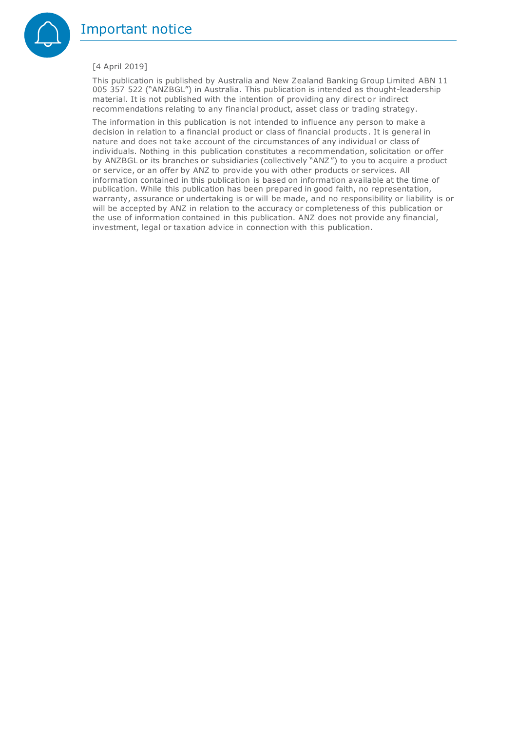# Important notice

[4 April 2019]

This publication is published by Australia and New Zealand Banking Group Limited ABN 11 005 357 522 ("ANZBGL") in Australia. This publication is intended as thought-leadership material. It is not published with the intention of providing any direct or indirect recommendations relating to any financial product, asset class or trading strategy.

The information in this publication is not intended to influence any person to make a decision in relation to a financial product or class of financial products. It is general in nature and does not take account of the circumstances of any individual or class of individuals. Nothing in this publication constitutes a recommendation, solicitation or offer by ANZBGL or its branches or subsidiaries (collectively "ANZ") to you to acquire a product or service, or an offer by ANZ to provide you with other products or services. All information contained in this publication is based on information available at the time of publication. While this publication has been prepared in good faith, no representation, warranty, assurance or undertaking is or will be made, and no responsibility or liability is or will be accepted by ANZ in relation to the accuracy or completeness of this publication or the use of information contained in this publication. ANZ does not provide any financial, investment, legal or taxation advice in connection with this publication.